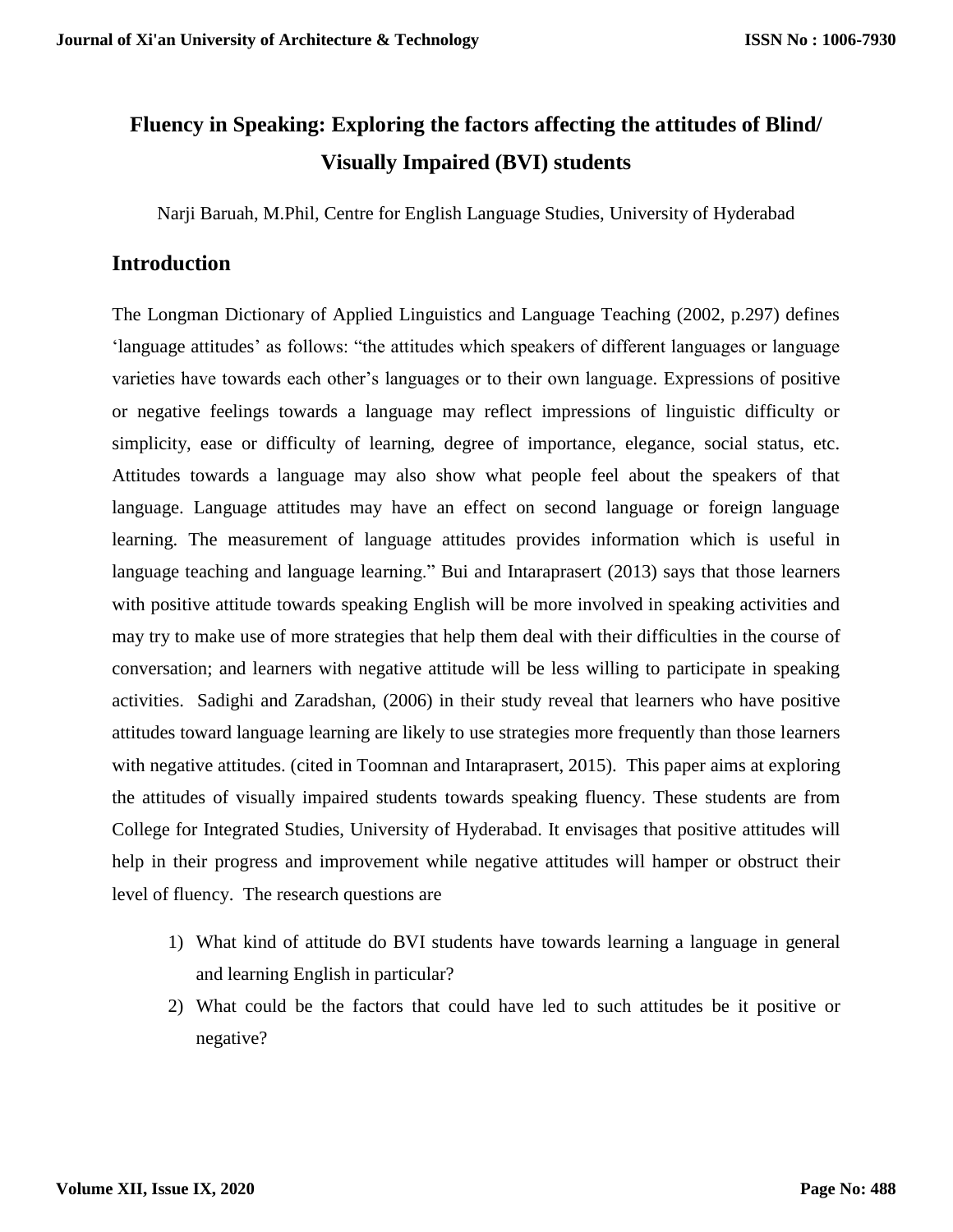# Fluency in Speaking: Exploring the factors affecting the attitudes of Blind/ Visually Impaired (BVI) students

Narji Baruah, M.Phil, Centre for English Language Studies, University of Hyderabad

## Introduction

The Longman Dictionary of Applied Linguistics and Language Teaching (2002, p.297) defines 'language attitudes' as follows: "the attitudes which speakers of different languages or language varieties have towards each other's languages or to their own language. Expressions of positive or negative feelings towards a language may reflect impressions of linguistic difficulty or simplicity, ease or difficulty of learning, degree of importance, elegance, social status, etc. Attitudes towards a language may also show what people feel about the speakers of that language. Language attitudes may have an effect on second language or foreign language learning. The measurement of language attitudes provides information which is useful in language teaching and language learning." Bui and Intaraprasert (2013) says that those learners with positive attitude towards speaking English will be more involved in speaking activities and may try to make use of more strategies that help them deal with their difficulties in the course of conversation; and learners with negative attitude will be less willing to participate in speaking activities. Sadighi and Zaradshan, (2006) in their study reveal that learners who have positive attitudes toward language learning are likely to use strategies more frequently than those learners with negative attitudes. (cited in Toomnan and Intaraprasert, 2015). This paper aims at exploring the attitudes of visually impaired students towards speaking fluency. These students are from College for Integrated Studies, University of Hyderabad. It envisages that positive attitudes will help in their progress and improvement while negative attitudes will hamper or obstruct their level of fluency. The research questions are

1) What kind of attitude do BVI students have towards learning a language in general and learning English in particular?
2) What could be the factors that could have led to such attitudes be it positive or negative?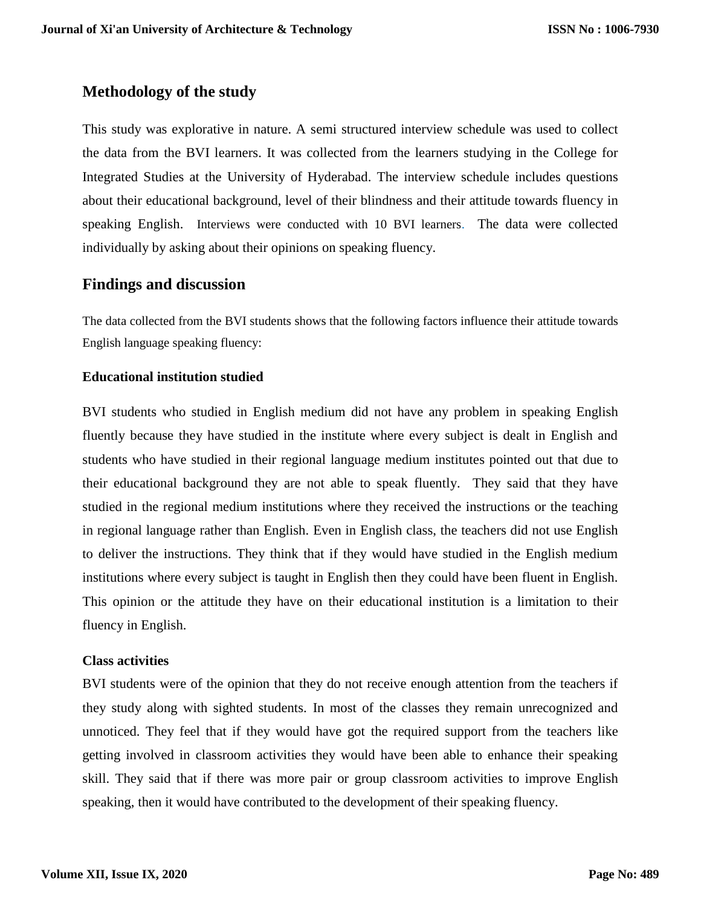## Methodology of the study

This study was explorative in nature. A semi structured interview schedule was used to collect the data from the BVI learners. It was collected from the learners studying in the College for Integrated Studies at the University of Hyderabad. The interview schedule includes questions about their educational background, level of their blindness and their attitude towards fluency in speaking English. Interviews were conducted with 10 BVI learners. The data were collected individually by asking about their opinions on speaking fluency.

## Findings and discussion

The data collected from the BVI students shows that the following factors influence their attitude towards English language speaking fluency:

**Educational institution studied**

BVI students who studied in English medium did not have any problem in speaking English fluently because they have studied in the institute where every subject is dealt in English and students who have studied in their regional language medium institutes pointed out that due to their educational background they are not able to speak fluently. They said that they have studied in the regional medium institutions where they received the instructions or the teaching in regional language rather than English. Even in English class, the teachers did not use English to deliver the instructions. They think that if they would have studied in the English medium institutions where every subject is taught in English then they could have been fluent in English. This opinion or the attitude they have on their educational institution is a limitation to their fluency in English.

**Class activities**

BVI students were of the opinion that they do not receive enough attention from the teachers if they study along with sighted students. In most of the classes they remain unrecognized and unnoticed. They feel that if they would have got the required support from the teachers like getting involved in classroom activities they would have been able to enhance their speaking skill. They said that if there was more pair or group classroom activities to improve English speaking, then it would have contributed to the development of their speaking fluency.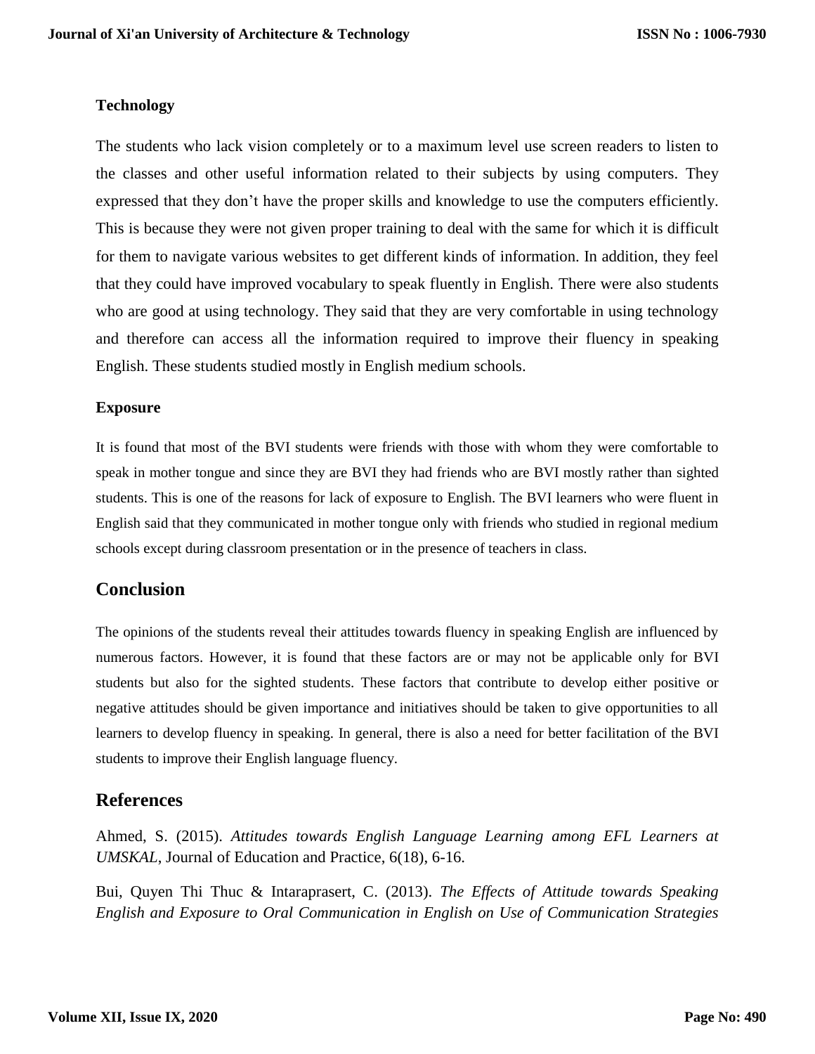### Technology

The students who lack vision completely or to a maximum level use screen readers to listen to the classes and other useful information related to their subjects by using computers. They expressed that they don't have the proper skills and knowledge to use the computers efficiently. This is because they were not given proper training to deal with the same for which it is difficult for them to navigate various websites to get different kinds of information. In addition, they feel that they could have improved vocabulary to speak fluently in English. There were also students who are good at using technology. They said that they are very comfortable in using technology and therefore can access all the information required to improve their fluency in speaking English. These students studied mostly in English medium schools.

### Exposure

It is found that most of the BVI students were friends with those with whom they were comfortable to speak in mother tongue and since they are BVI they had friends who are BVI mostly rather than sighted students. This is one of the reasons for lack of exposure to English. The BVI learners who were fluent in English said that they communicated in mother tongue only with friends who studied in regional medium schools except during classroom presentation or in the presence of teachers in class.

## Conclusion

The opinions of the students reveal their attitudes towards fluency in speaking English are influenced by numerous factors. However, it is found that these factors are or may not be applicable only for BVI students but also for the sighted students. These factors that contribute to develop either positive or negative attitudes should be given importance and initiatives should be taken to give opportunities to all learners to develop fluency in speaking. In general, there is also a need for better facilitation of the BVI students to improve their English language fluency.

## References

Ahmed, S. (2015). *Attitudes towards English Language Learning among EFL Learners at UMSKAL*, Journal of Education and Practice, 6(18), 6-16.

Bui, Quyen Thi Thuc & Intaraprasert, C. (2013). *The Effects of Attitude towards Speaking English and Exposure to Oral Communication in English on Use of Communication Strategies*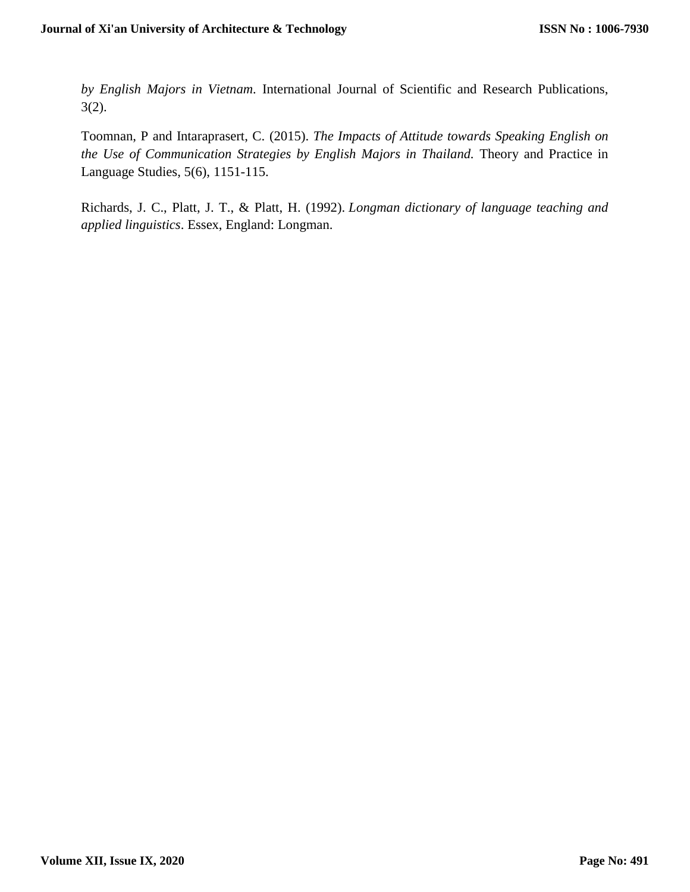*by English Majors in Vietnam*. International Journal of Scientific and Research Publications, 3(2).

Toomnan, P and Intaraprasert, C. (2015). *The Impacts of Attitude towards Speaking English on the Use of Communication Strategies by English Majors in Thailand.* Theory and Practice in Language Studies, 5(6), 1151-115.

Richards, J. C., Platt, J. T., & Platt, H. (1992). *Longman dictionary of language teaching and applied linguistics*. Essex, England: Longman.